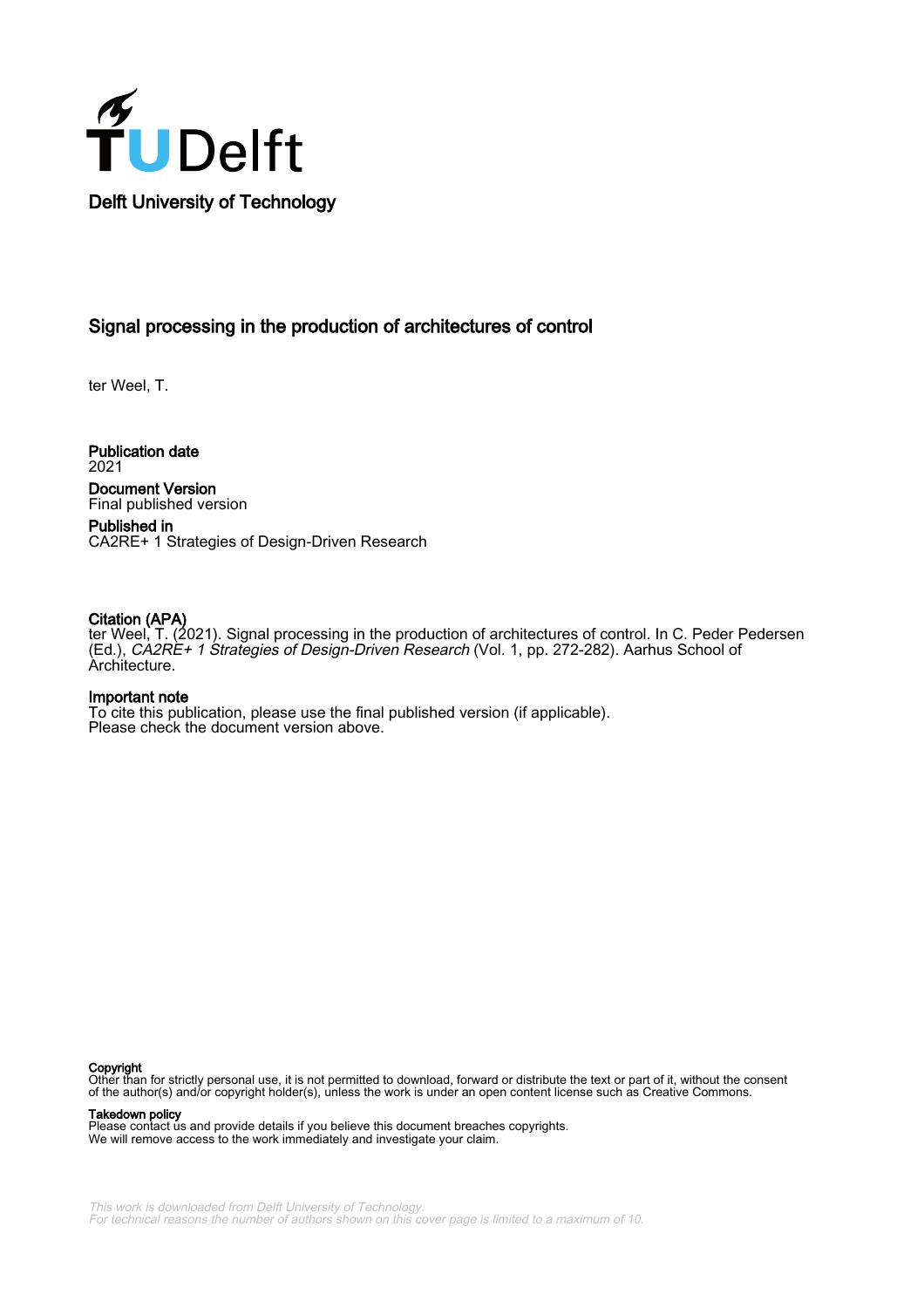Delft University of Technology

# Signal processing in the production of architectures of control

ter Weel, T.

**Publication date**
2021

**Document Version**
Final published version

**Published in**
CA2RE+ 1 Strategies of Design-Driven Research

**Citation (APA)**
ter Weel, T. (2021). Signal processing in the production of architectures of control. In C. Peder Pedersen (Ed.), *CA2RE+ 1 Strategies of Design-Driven Research* (Vol. 1, pp. 272-282). Aarhus School of Architecture.

**Important note**
To cite this publication, please use the final published version (if applicable).
Please check the document version above.

**Copyright**
Other than for strictly personal use, it is not permitted to download, forward or distribute the text or part of it, without the consent of the author(s) and/or copyright holder(s), unless the work is under an open content license such as Creative Commons.

**Takedown policy**
Please contact us and provide details if you believe this document breaches copyrights.
We will remove access to the work immediately and investigate your claim.

*This work is downloaded from Delft University of Technology.*
*For technical reasons the number of authors shown on this cover page is limited to a maximum of 10.*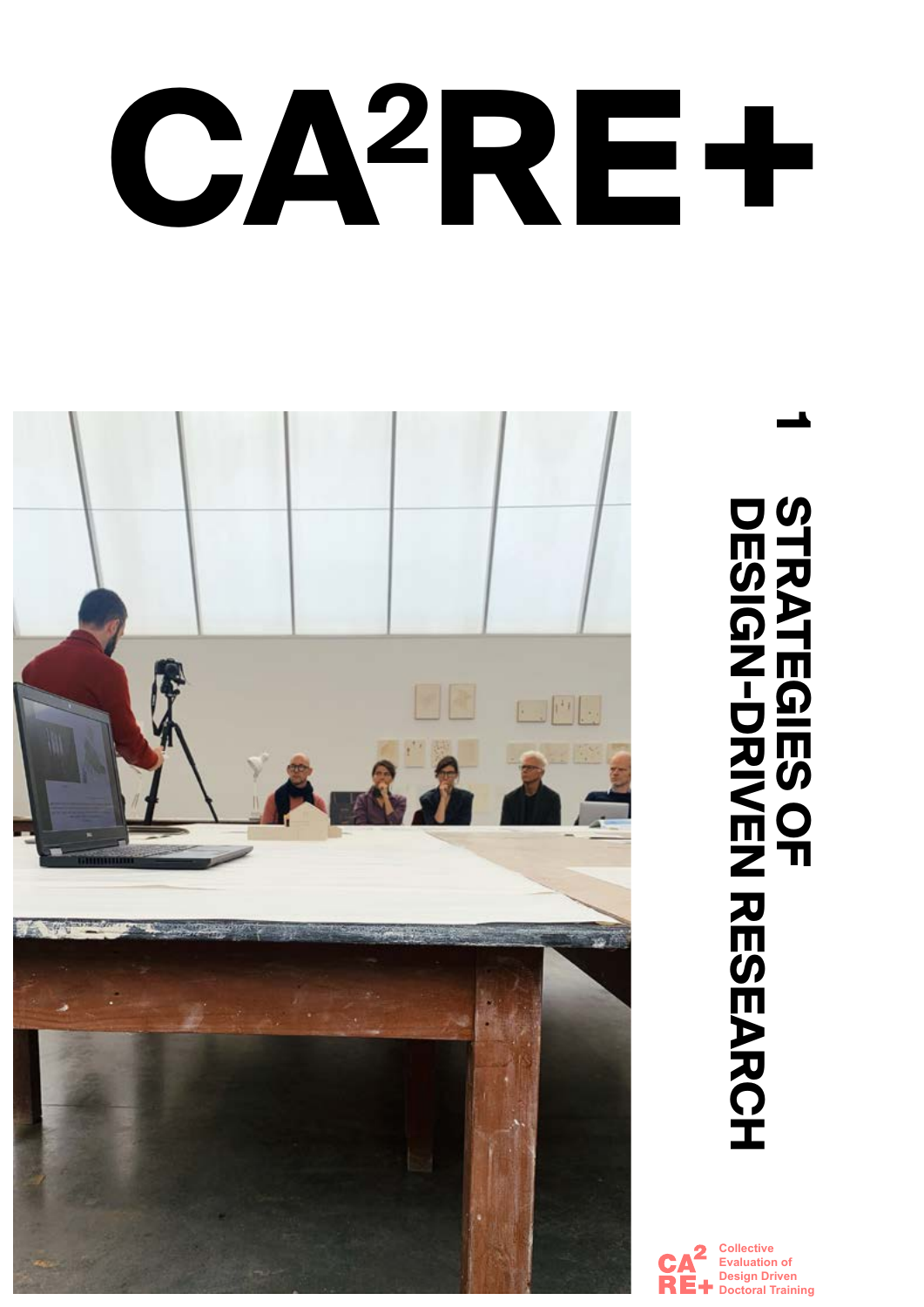# CA²RE+

1

## STRATEGIES OF DESIGN-DRIVEN RESEARCH

CA² RE+ Collective Evaluation of Design Driven Doctoral Training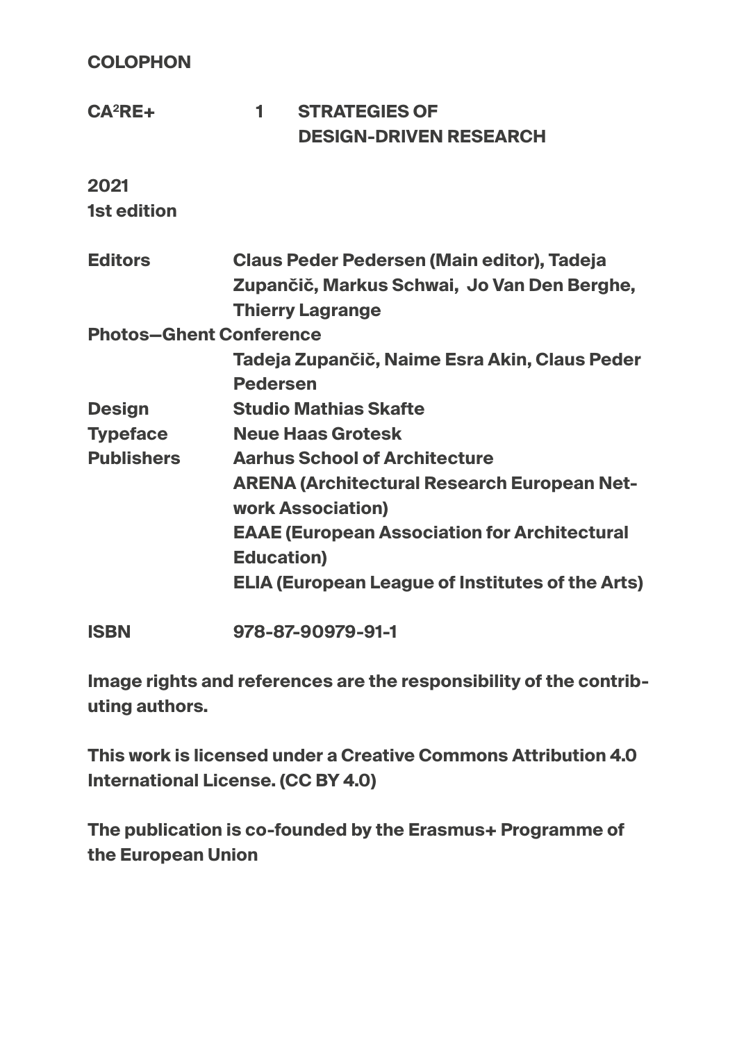# COLOPHON

**CA²RE+ 1 STRATEGIES OF DESIGN-DRIVEN RESEARCH**

**2021**
**1st edition**

| | |
|---|---|
| **Editors** | Claus Peder Pedersen (Main editor), Tadeja Zupančič, Markus Schwai, Jo Van Den Berghe, Thierry Lagrange |
| **Photos—Ghent Conference** | Tadeja Zupančič, Naime Esra Akin, Claus Peder Pedersen |
| **Design** | Studio Mathias Skafte |
| **Typeface** | Neue Haas Grotesk |
| **Publishers** | Aarhus School of Architecture<br>ARENA (Architectural Research European Network Association)<br>EAAE (European Association for Architectural Education)<br>ELIA (European League of Institutes of the Arts) |
| **ISBN** | 978-87-90979-91-1 |

Image rights and references are the responsibility of the contributing authors.

This work is licensed under a Creative Commons Attribution 4.0 International License. (CC BY 4.0)

The publication is co-founded by the Erasmus+ Programme of the European Union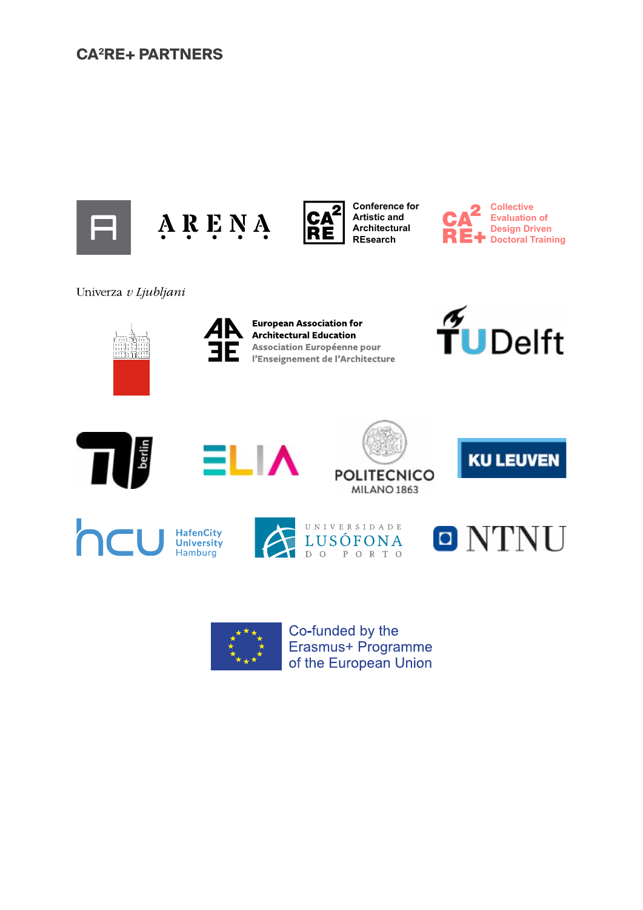# CA²RE+ PARTNERS

ARENA

Conference for Artistic and Architectural REsearch

Collective Evaluation of Design Driven Doctoral Training

Univerza *v Ljubljani*

European Association for Architectural Education
Association Européenne pour l'Enseignement de l'Architecture

TU Delft

TU berlin

ELIA

POLITECNICO MILANO 1863

KU LEUVEN

hcu HafenCity University Hamburg

UNIVERSIDADE LUSÓFONA DO PORTO

NTNU

Co-funded by the Erasmus+ Programme of the European Union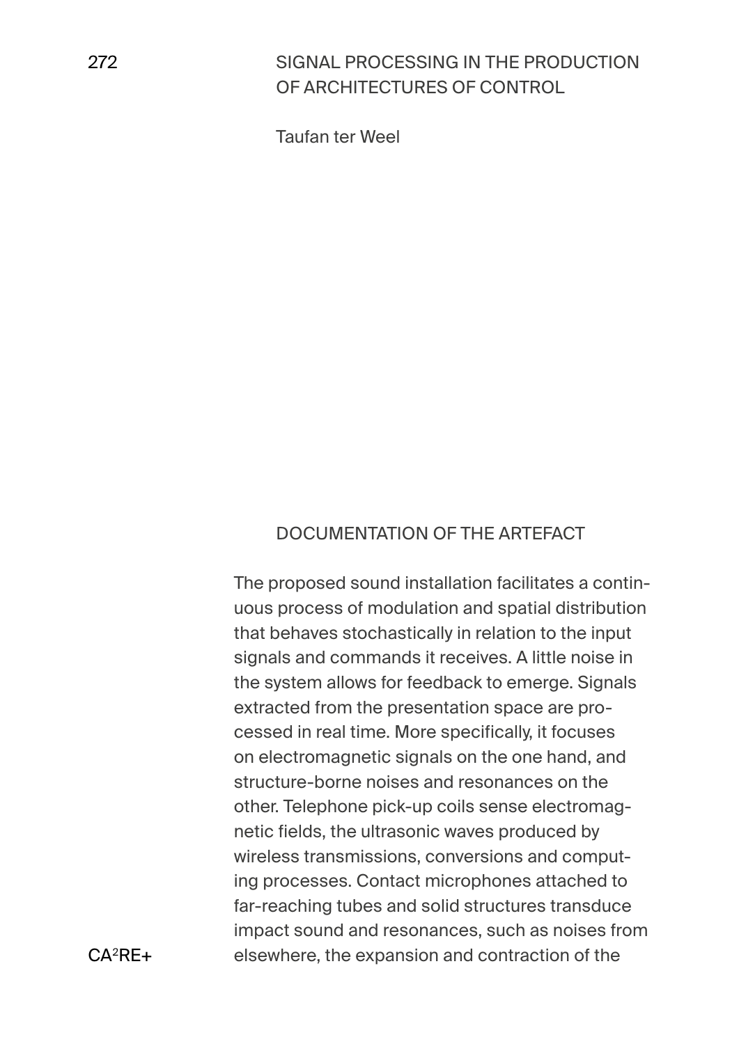## DOCUMENTATION OF THE ARTEFACT

The proposed sound installation facilitates a continuous process of modulation and spatial distribution that behaves stochastically in relation to the input signals and commands it receives. A little noise in the system allows for feedback to emerge. Signals extracted from the presentation space are processed in real time. More specifically, it focuses on electromagnetic signals on the one hand, and structure-borne noises and resonances on the other. Telephone pick-up coils sense electromagnetic fields, the ultrasonic waves produced by wireless transmissions, conversions and computing processes. Contact microphones attached to far-reaching tubes and solid structures transduce impact sound and resonances, such as noises from elsewhere, the expansion and contraction of the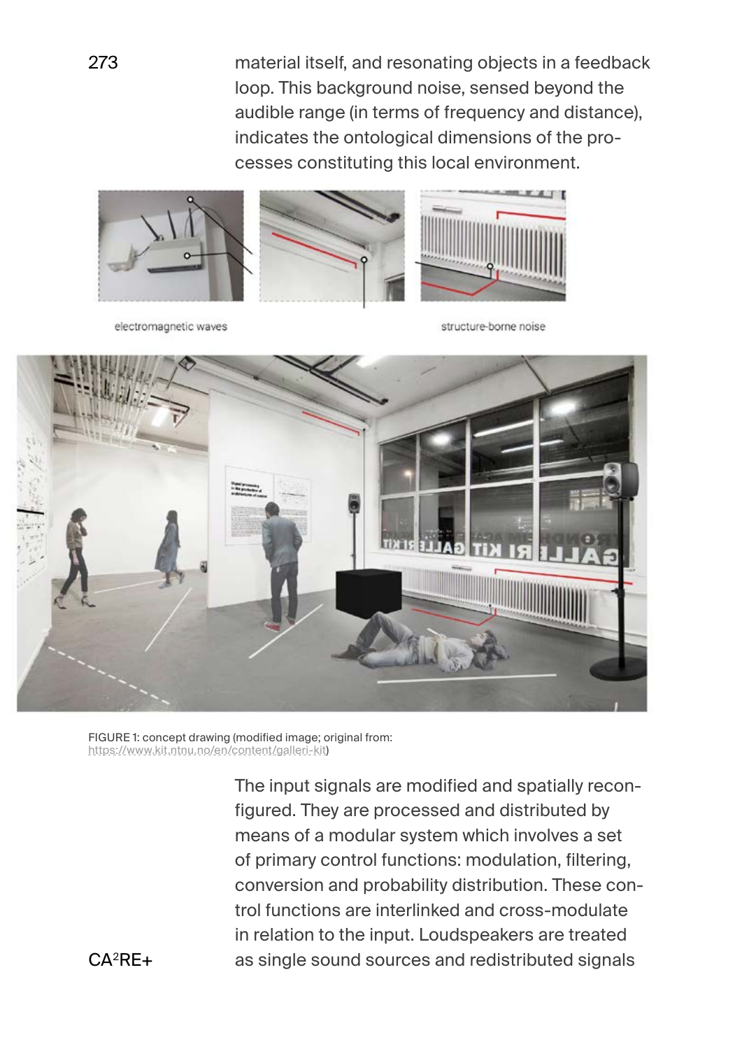material itself, and resonating objects in a feedback loop. This background noise, sensed beyond the audible range (in terms of frequency and distance), indicates the ontological dimensions of the processes constituting this local environment.

electromagnetic waves

structure-borne noise

FIGURE 1: concept drawing (modified image; original from: https://www.kit.ntnu.no/en/content/galleri-kit)

The input signals are modified and spatially reconfigured. They are processed and distributed by means of a modular system which involves a set of primary control functions: modulation, filtering, conversion and probability distribution. These control functions are interlinked and cross-modulate in relation to the input. Loudspeakers are treated as single sound sources and redistributed signals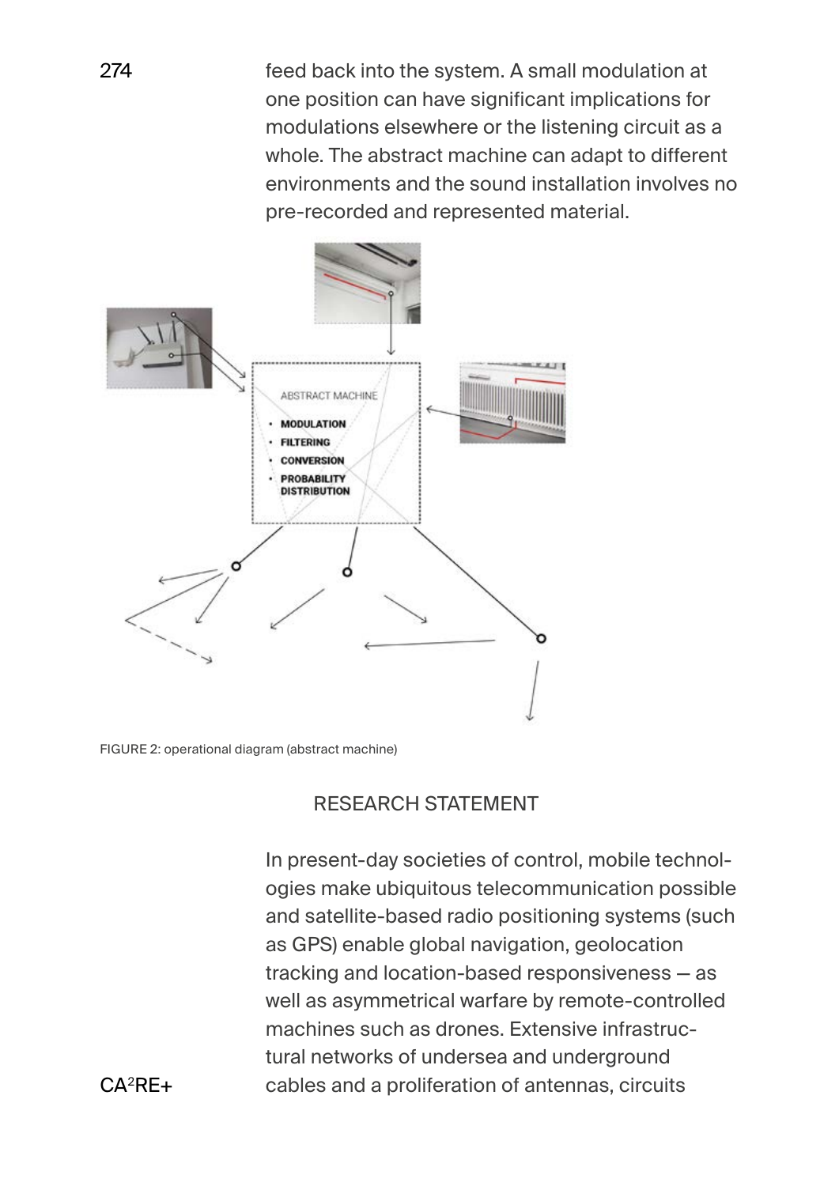feed back into the system. A small modulation at one position can have significant implications for modulations elsewhere or the listening circuit as a whole. The abstract machine can adapt to different environments and the sound installation involves no pre-recorded and represented material.

FIGURE 2: operational diagram (abstract machine)

## RESEARCH STATEMENT

In present-day societies of control, mobile technologies make ubiquitous telecommunication possible and satellite-based radio positioning systems (such as GPS) enable global navigation, geolocation tracking and location-based responsiveness — as well as asymmetrical warfare by remote-controlled machines such as drones. Extensive infrastructural networks of undersea and underground cables and a proliferation of antennas, circuits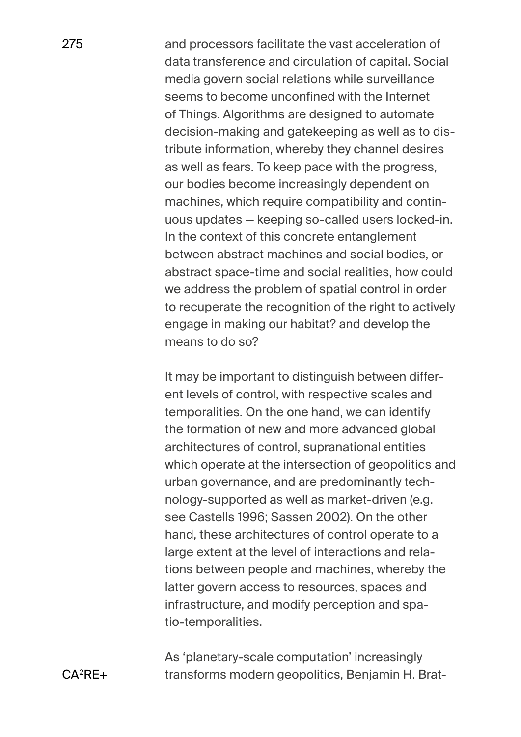and processors facilitate the vast acceleration of data transference and circulation of capital. Social media govern social relations while surveillance seems to become unconfined with the Internet of Things. Algorithms are designed to automate decision-making and gatekeeping as well as to distribute information, whereby they channel desires as well as fears. To keep pace with the progress, our bodies become increasingly dependent on machines, which require compatibility and continuous updates — keeping so-called users locked-in. In the context of this concrete entanglement between abstract machines and social bodies, or abstract space-time and social realities, how could we address the problem of spatial control in order to recuperate the recognition of the right to actively engage in making our habitat? and develop the means to do so?

It may be important to distinguish between different levels of control, with respective scales and temporalities. On the one hand, we can identify the formation of new and more advanced global architectures of control, supranational entities which operate at the intersection of geopolitics and urban governance, and are predominantly technology-supported as well as market-driven (e.g. see Castells 1996; Sassen 2002). On the other hand, these architectures of control operate to a large extent at the level of interactions and relations between people and machines, whereby the latter govern access to resources, spaces and infrastructure, and modify perception and spatio-temporalities.

As 'planetary-scale computation' increasingly transforms modern geopolitics, Benjamin H. Brat-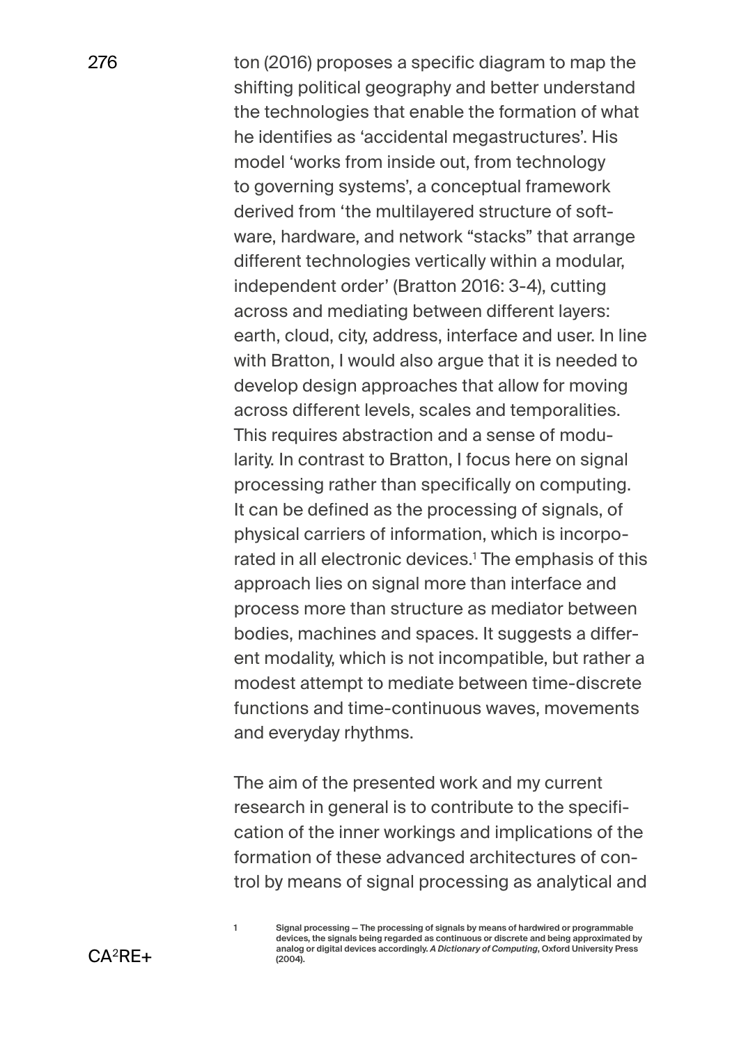ton (2016) proposes a specific diagram to map the shifting political geography and better understand the technologies that enable the formation of what he identifies as 'accidental megastructures'. His model 'works from inside out, from technology to governing systems', a conceptual framework derived from 'the multilayered structure of software, hardware, and network "stacks" that arrange different technologies vertically within a modular, independent order' (Bratton 2016: 3-4), cutting across and mediating between different layers: earth, cloud, city, address, interface and user. In line with Bratton, I would also argue that it is needed to develop design approaches that allow for moving across different levels, scales and temporalities. This requires abstraction and a sense of modularity. In contrast to Bratton, I focus here on signal processing rather than specifically on computing. It can be defined as the processing of signals, of physical carriers of information, which is incorporated in all electronic devices.[1] The emphasis of this approach lies on signal more than interface and process more than structure as mediator between bodies, machines and spaces. It suggests a different modality, which is not incompatible, but rather a modest attempt to mediate between time-discrete functions and time-continuous waves, movements and everyday rhythms.

The aim of the presented work and my current research in general is to contribute to the specification of the inner workings and implications of the formation of these advanced architectures of control by means of signal processing as analytical and

[1] **Signal processing — The processing of signals by means of hardwired or programmable devices, the signals being regarded as continuous or discrete and being approximated by analog or digital devices accordingly. *A Dictionary of Computing*, Oxford University Press (2004).**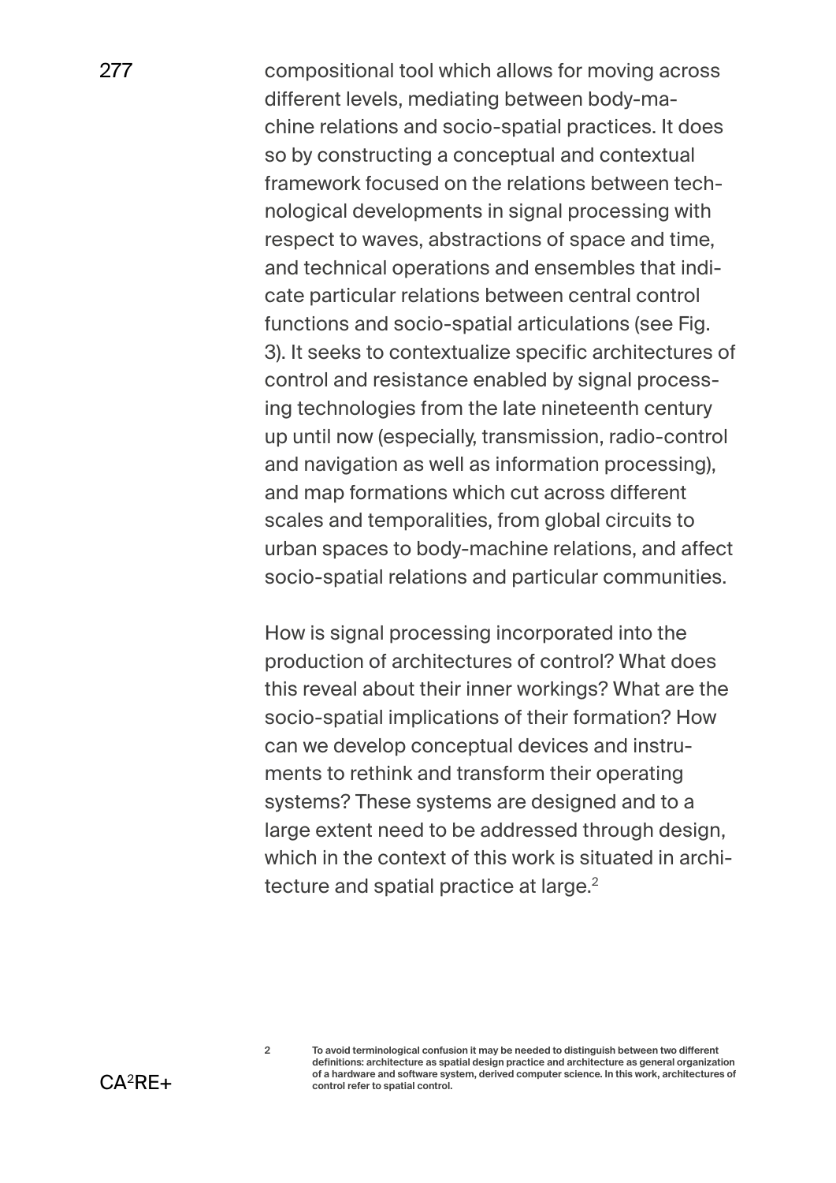compositional tool which allows for moving across different levels, mediating between body-machine relations and socio-spatial practices. It does so by constructing a conceptual and contextual framework focused on the relations between technological developments in signal processing with respect to waves, abstractions of space and time, and technical operations and ensembles that indicate particular relations between central control functions and socio-spatial articulations (see Fig. 3). It seeks to contextualize specific architectures of control and resistance enabled by signal processing technologies from the late nineteenth century up until now (especially, transmission, radio-control and navigation as well as information processing), and map formations which cut across different scales and temporalities, from global circuits to urban spaces to body-machine relations, and affect socio-spatial relations and particular communities.

How is signal processing incorporated into the production of architectures of control? What does this reveal about their inner workings? What are the socio-spatial implications of their formation? How can we develop conceptual devices and instruments to rethink and transform their operating systems? These systems are designed and to a large extent need to be addressed through design, which in the context of this work is situated in architecture and spatial practice at large.[2]

2 **To avoid terminological confusion it may be needed to distinguish between two different definitions: architecture as spatial design practice and architecture as general organization of a hardware and software system, derived computer science. In this work, architectures of control refer to spatial control.**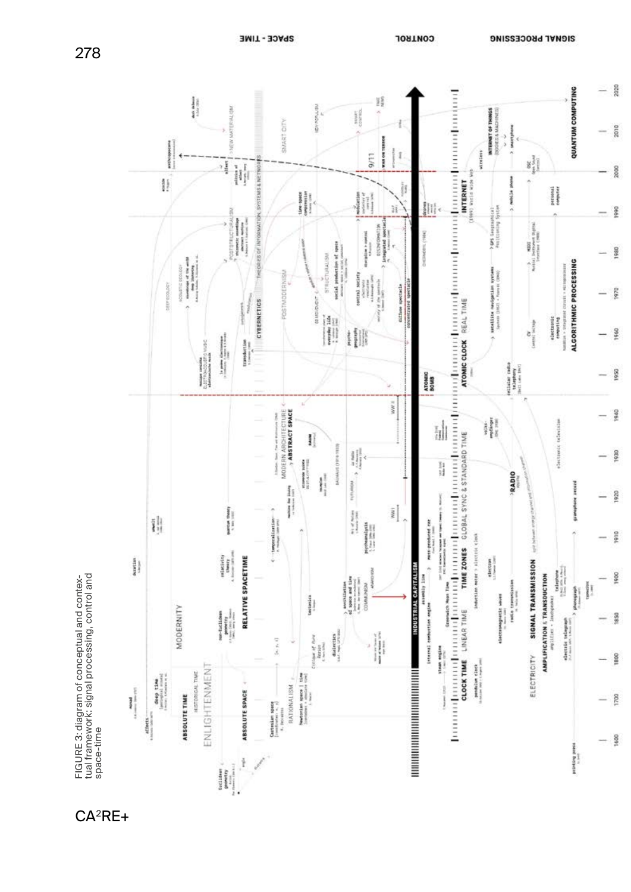FIGURE 3: diagram of conceptual and contextual framework: signal processing, control and space-time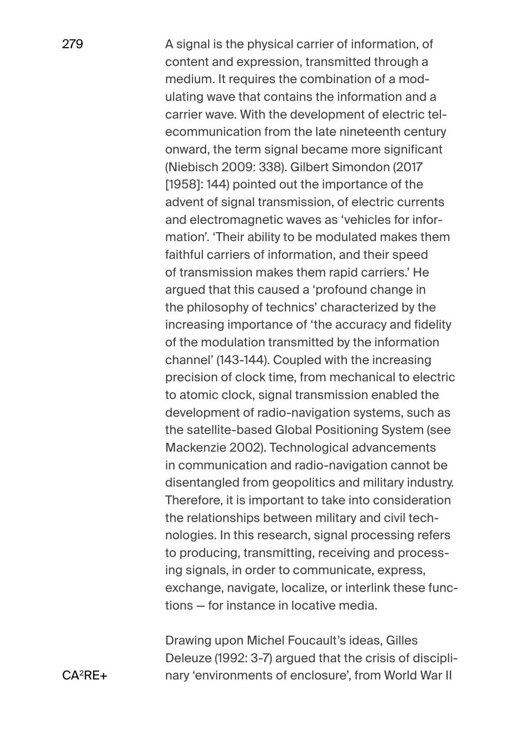A signal is the physical carrier of information, of content and expression, transmitted through a medium. It requires the combination of a modulating wave that contains the information and a carrier wave. With the development of electric telecommunication from the late nineteenth century onward, the term signal became more significant (Niebisch 2009: 338). Gilbert Simondon (2017 [1958]: 144) pointed out the importance of the advent of signal transmission, of electric currents and electromagnetic waves as 'vehicles for information'. 'Their ability to be modulated makes them faithful carriers of information, and their speed of transmission makes them rapid carriers.' He argued that this caused a 'profound change in the philosophy of technics' characterized by the increasing importance of 'the accuracy and fidelity of the modulation transmitted by the information channel' (143-144). Coupled with the increasing precision of clock time, from mechanical to electric to atomic clock, signal transmission enabled the development of radio-navigation systems, such as the satellite-based Global Positioning System (see Mackenzie 2002). Technological advancements in communication and radio-navigation cannot be disentangled from geopolitics and military industry. Therefore, it is important to take into consideration the relationships between military and civil technologies. In this research, signal processing refers to producing, transmitting, receiving and processing signals, in order to communicate, express, exchange, navigate, localize, or interlink these functions — for instance in locative media.

Drawing upon Michel Foucault's ideas, Gilles Deleuze (1992: 3-7) argued that the crisis of disciplinary 'environments of enclosure', from World War II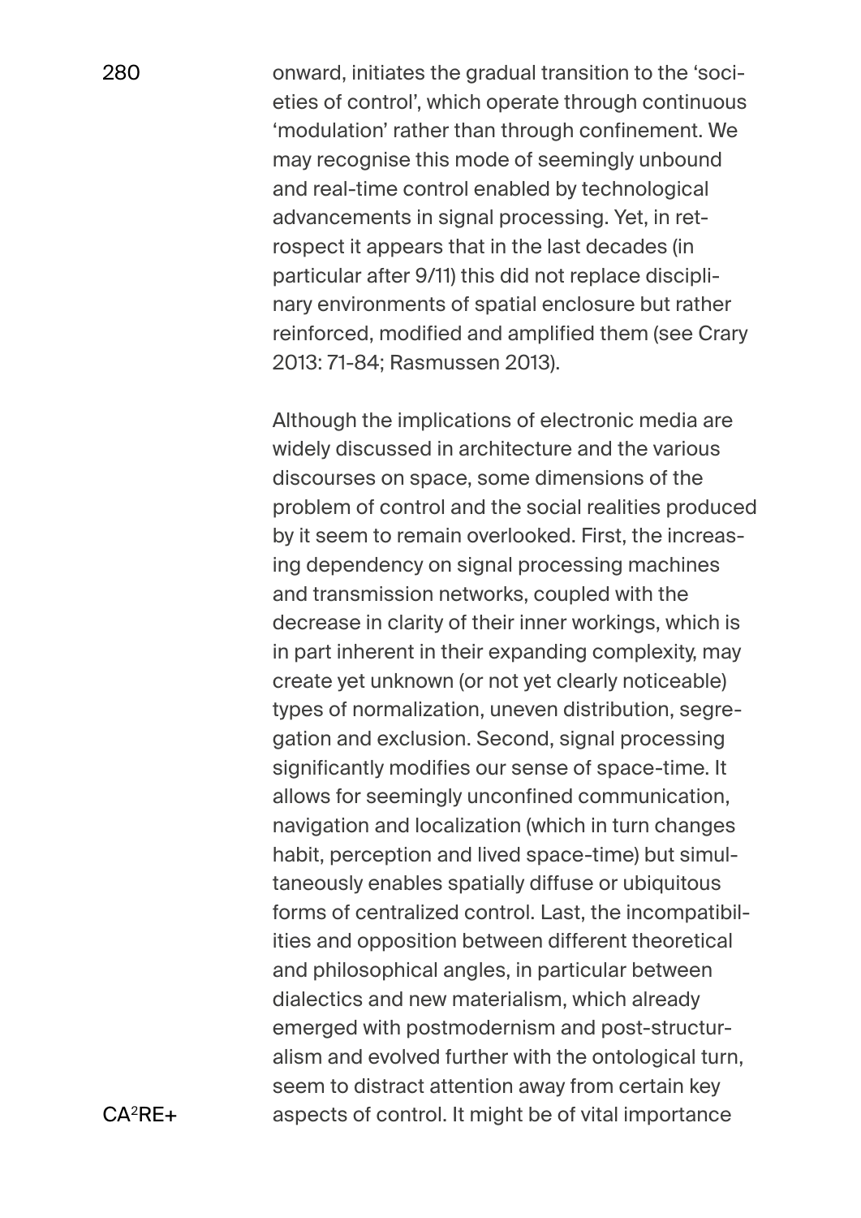onward, initiates the gradual transition to the 'societies of control', which operate through continuous 'modulation' rather than through confinement. We may recognise this mode of seemingly unbound and real-time control enabled by technological advancements in signal processing. Yet, in retrospect it appears that in the last decades (in particular after 9/11) this did not replace disciplinary environments of spatial enclosure but rather reinforced, modified and amplified them (see Crary 2013: 71-84; Rasmussen 2013).

Although the implications of electronic media are widely discussed in architecture and the various discourses on space, some dimensions of the problem of control and the social realities produced by it seem to remain overlooked. First, the increasing dependency on signal processing machines and transmission networks, coupled with the decrease in clarity of their inner workings, which is in part inherent in their expanding complexity, may create yet unknown (or not yet clearly noticeable) types of normalization, uneven distribution, segregation and exclusion. Second, signal processing significantly modifies our sense of space-time. It allows for seemingly unconfined communication, navigation and localization (which in turn changes habit, perception and lived space-time) but simultaneously enables spatially diffuse or ubiquitous forms of centralized control. Last, the incompatibilities and opposition between different theoretical and philosophical angles, in particular between dialectics and new materialism, which already emerged with postmodernism and post-structuralism and evolved further with the ontological turn, seem to distract attention away from certain key aspects of control. It might be of vital importance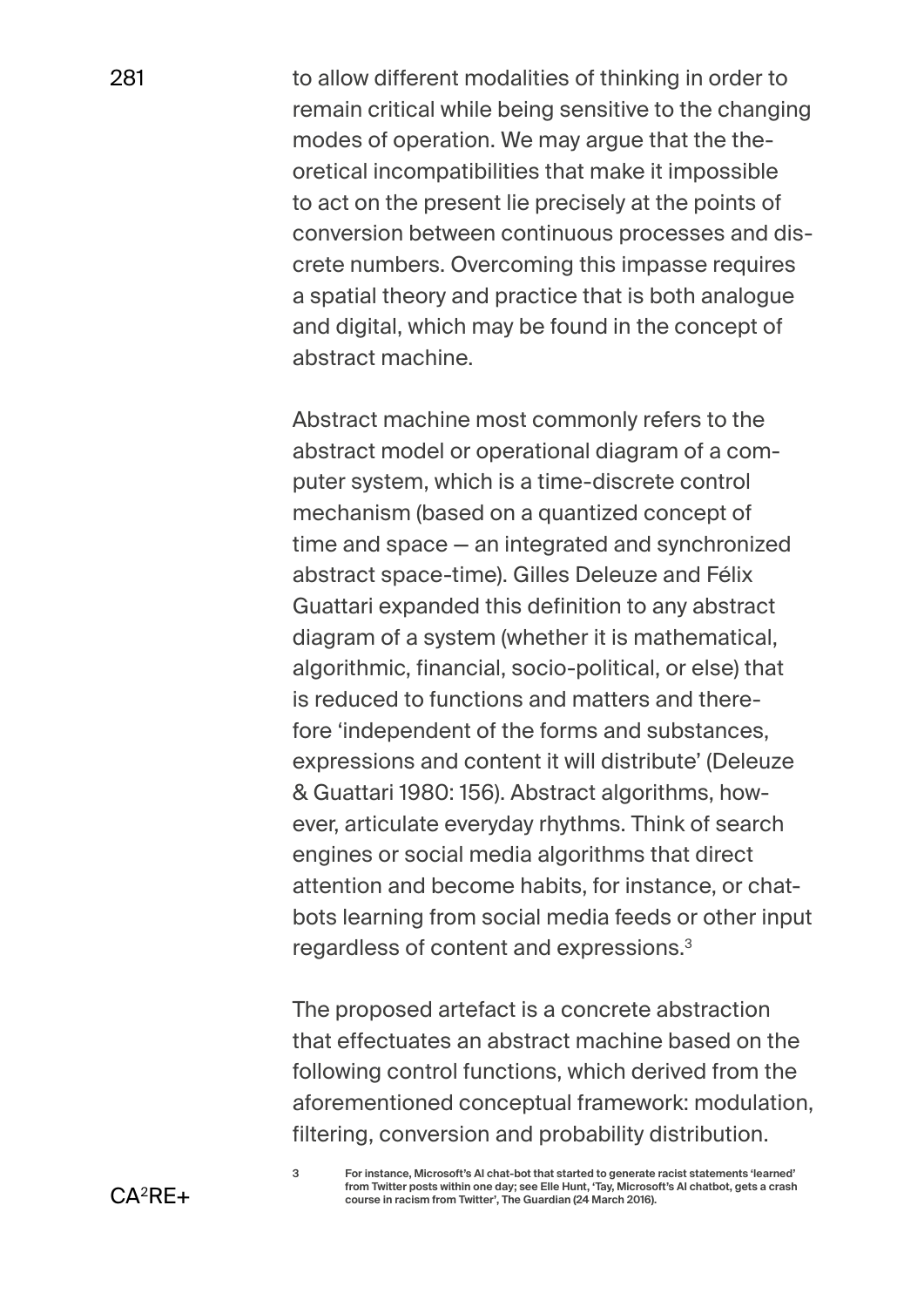to allow different modalities of thinking in order to remain critical while being sensitive to the changing modes of operation. We may argue that the theoretical incompatibilities that make it impossible to act on the present lie precisely at the points of conversion between continuous processes and discrete numbers. Overcoming this impasse requires a spatial theory and practice that is both analogue and digital, which may be found in the concept of abstract machine.

Abstract machine most commonly refers to the abstract model or operational diagram of a computer system, which is a time-discrete control mechanism (based on a quantized concept of time and space — an integrated and synchronized abstract space-time). Gilles Deleuze and Félix Guattari expanded this definition to any abstract diagram of a system (whether it is mathematical, algorithmic, financial, socio-political, or else) that is reduced to functions and matters and therefore 'independent of the forms and substances, expressions and content it will distribute' (Deleuze & Guattari 1980: 156). Abstract algorithms, however, articulate everyday rhythms. Think of search engines or social media algorithms that direct attention and become habits, for instance, or chatbots learning from social media feeds or other input regardless of content and expressions.[3]

The proposed artefact is a concrete abstraction that effectuates an abstract machine based on the following control functions, which derived from the aforementioned conceptual framework: modulation, filtering, conversion and probability distribution.

[3] For instance, Microsoft's AI chat-bot that started to generate racist statements 'learned' from Twitter posts within one day; see Elle Hunt, 'Tay, Microsoft's AI chatbot, gets a crash course in racism from Twitter', The Guardian (24 March 2016).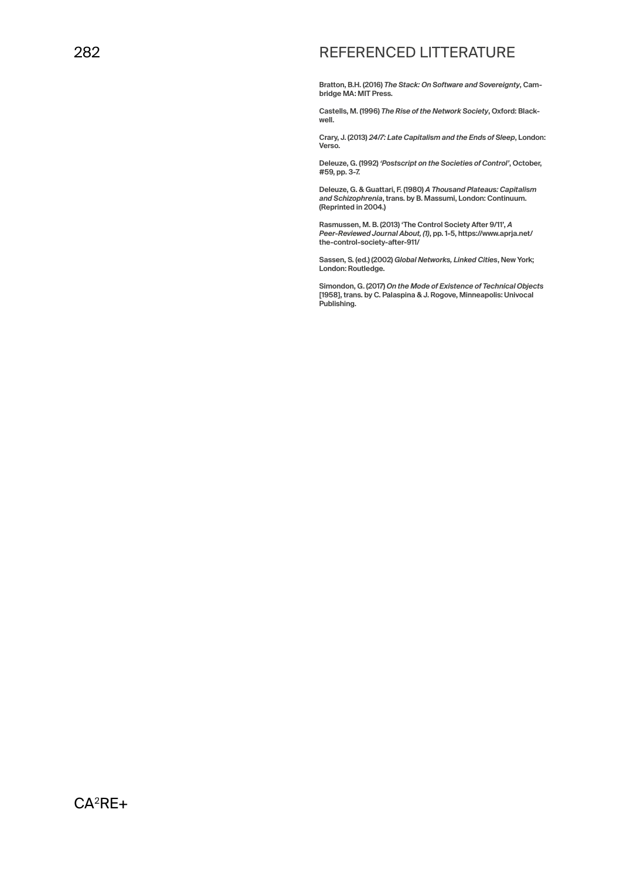# REFERENCED LITTERATURE

Bratton, B.H. (2016) *The Stack: On Software and Sovereignty*, Cambridge MA: MIT Press.

Castells, M. (1996) *The Rise of the Network Society*, Oxford: Blackwell.

Crary, J. (2013) *24/7: Late Capitalism and the Ends of Sleep*, London: Verso.

Deleuze, G. (1992) *'Postscript on the Societies of Control'*, October, #59, pp. 3-7.

Deleuze, G. & Guattari, F. (1980) *A Thousand Plateaus: Capitalism and Schizophrenia*, trans. by B. Massumi, London: Continuum. (Reprinted in 2004.)

Rasmussen, M. B. (2013) 'The Control Society After 9/11', *A Peer-Reviewed Journal About, (1)*, pp. 1-5, https://www.aprja.net/the-control-society-after-911/

Sassen, S. (ed.) (2002) *Global Networks, Linked Cities*, New York; London: Routledge.

Simondon, G. (2017) *On the Mode of Existence of Technical Objects* [1958], trans. by C. Palaspina & J. Rogove, Minneapolis: Univocal Publishing.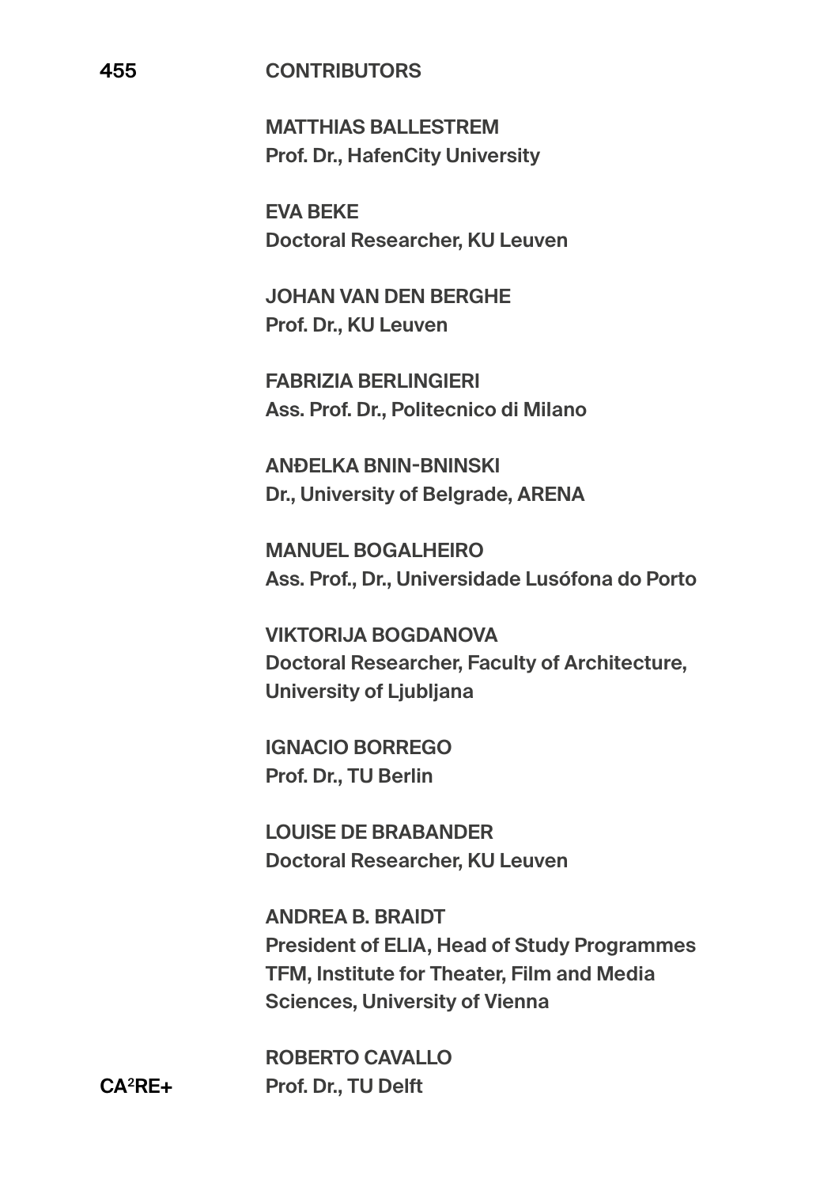## CONTRIBUTORS

**MATTHIAS BALLESTREM**
**Prof. Dr., HafenCity University**

**EVA BEKE**
**Doctoral Researcher, KU Leuven**

**JOHAN VAN DEN BERGHE**
**Prof. Dr., KU Leuven**

**FABRIZIA BERLINGIERI**
**Ass. Prof. Dr., Politecnico di Milano**

**ANĐELKA BNIN-BNINSKI**
**Dr., University of Belgrade, ARENA**

**MANUEL BOGALHEIRO**
**Ass. Prof., Dr., Universidade Lusófona do Porto**

**VIKTORIJA BOGDANOVA**
**Doctoral Researcher, Faculty of Architecture, University of Ljubljana**

**IGNACIO BORREGO**
**Prof. Dr., TU Berlin**

**LOUISE DE BRABANDER**
**Doctoral Researcher, KU Leuven**

**ANDREA B. BRAIDT**
**President of ELIA, Head of Study Programmes TFM, Institute for Theater, Film and Media Sciences, University of Vienna**

**ROBERTO CAVALLO**
**Prof. Dr., TU Delft**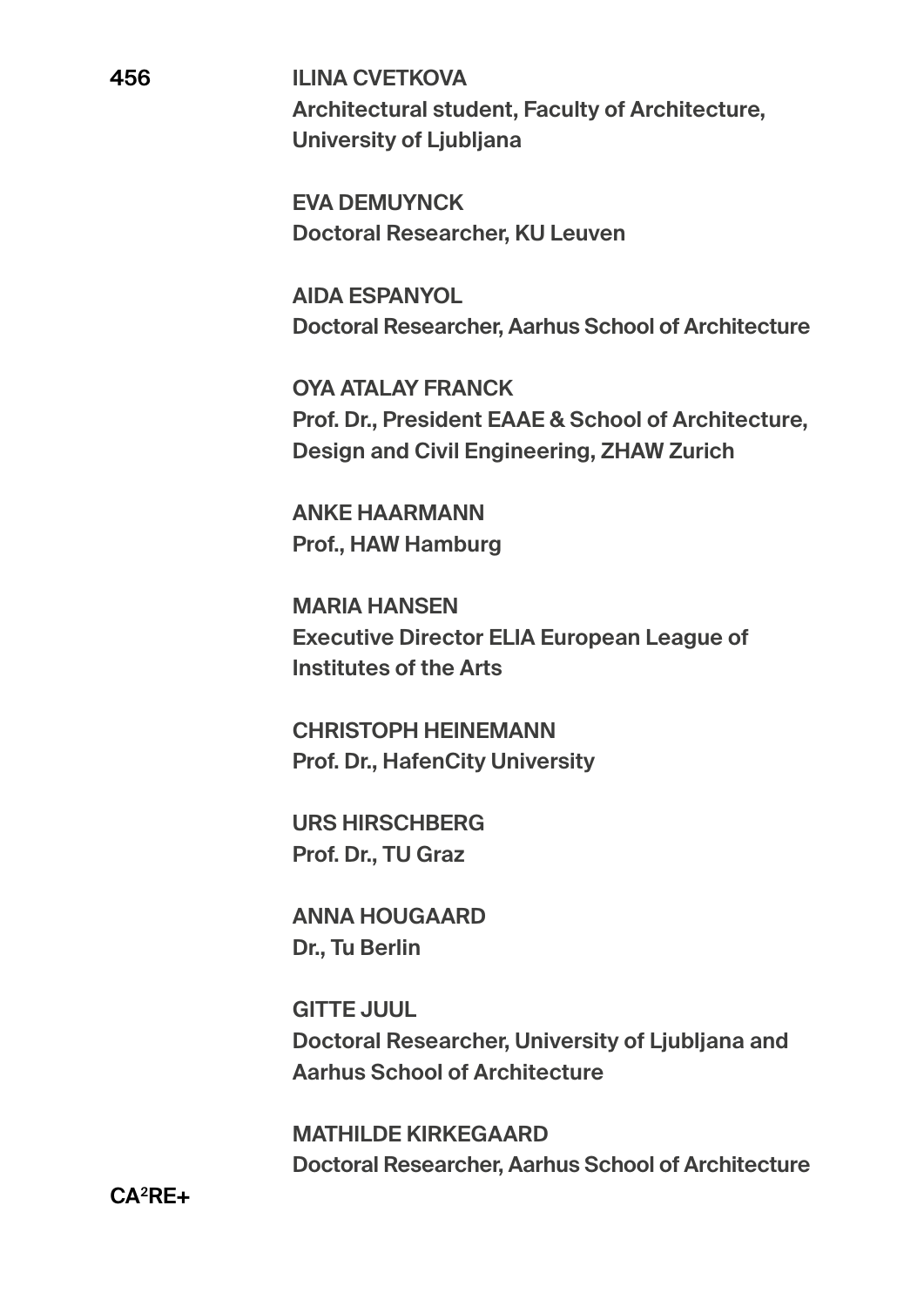**ILINA CVETKOVA**
**Architectural student, Faculty of Architecture, University of Ljubljana**

**EVA DEMUYNCK**
**Doctoral Researcher, KU Leuven**

**AIDA ESPANYOL**
**Doctoral Researcher, Aarhus School of Architecture**

**OYA ATALAY FRANCK**
**Prof. Dr., President EAAE & School of Architecture, Design and Civil Engineering, ZHAW Zurich**

**ANKE HAARMANN**
**Prof., HAW Hamburg**

**MARIA HANSEN**
**Executive Director ELIA European League of Institutes of the Arts**

**CHRISTOPH HEINEMANN**
**Prof. Dr., HafenCity University**

**URS HIRSCHBERG**
**Prof. Dr., TU Graz**

**ANNA HOUGAARD**
**Dr., Tu Berlin**

**GITTE JUUL**
**Doctoral Researcher, University of Ljubljana and Aarhus School of Architecture**

**MATHILDE KIRKEGAARD**
**Doctoral Researcher, Aarhus School of Architecture**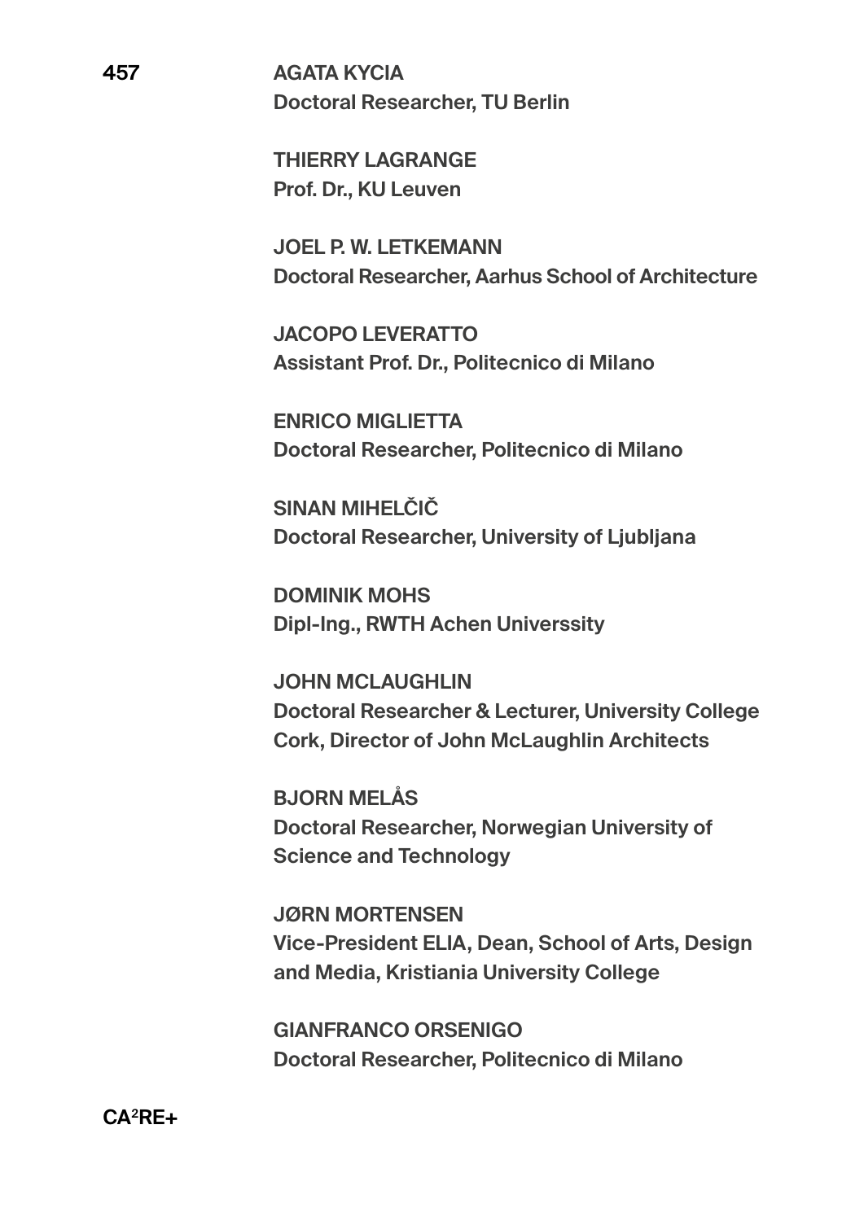**AGATA KYCIA**
**Doctoral Researcher, TU Berlin**

**THIERRY LAGRANGE**
**Prof. Dr., KU Leuven**

**JOEL P. W. LETKEMANN**
**Doctoral Researcher, Aarhus School of Architecture**

**JACOPO LEVERATTO**
**Assistant Prof. Dr., Politecnico di Milano**

**ENRICO MIGLIETTA**
**Doctoral Researcher, Politecnico di Milano**

**SINAN MIHELČIČ**
**Doctoral Researcher, University of Ljubljana**

**DOMINIK MOHS**
**Dipl-Ing., RWTH Achen Universsity**

**JOHN MCLAUGHLIN**
**Doctoral Researcher & Lecturer, University College Cork, Director of John McLaughlin Architects**

**BJORN MELÅS**
**Doctoral Researcher, Norwegian University of Science and Technology**

**JØRN MORTENSEN**
**Vice-President ELIA, Dean, School of Arts, Design and Media, Kristiania University College**

**GIANFRANCO ORSENIGO**
**Doctoral Researcher, Politecnico di Milano**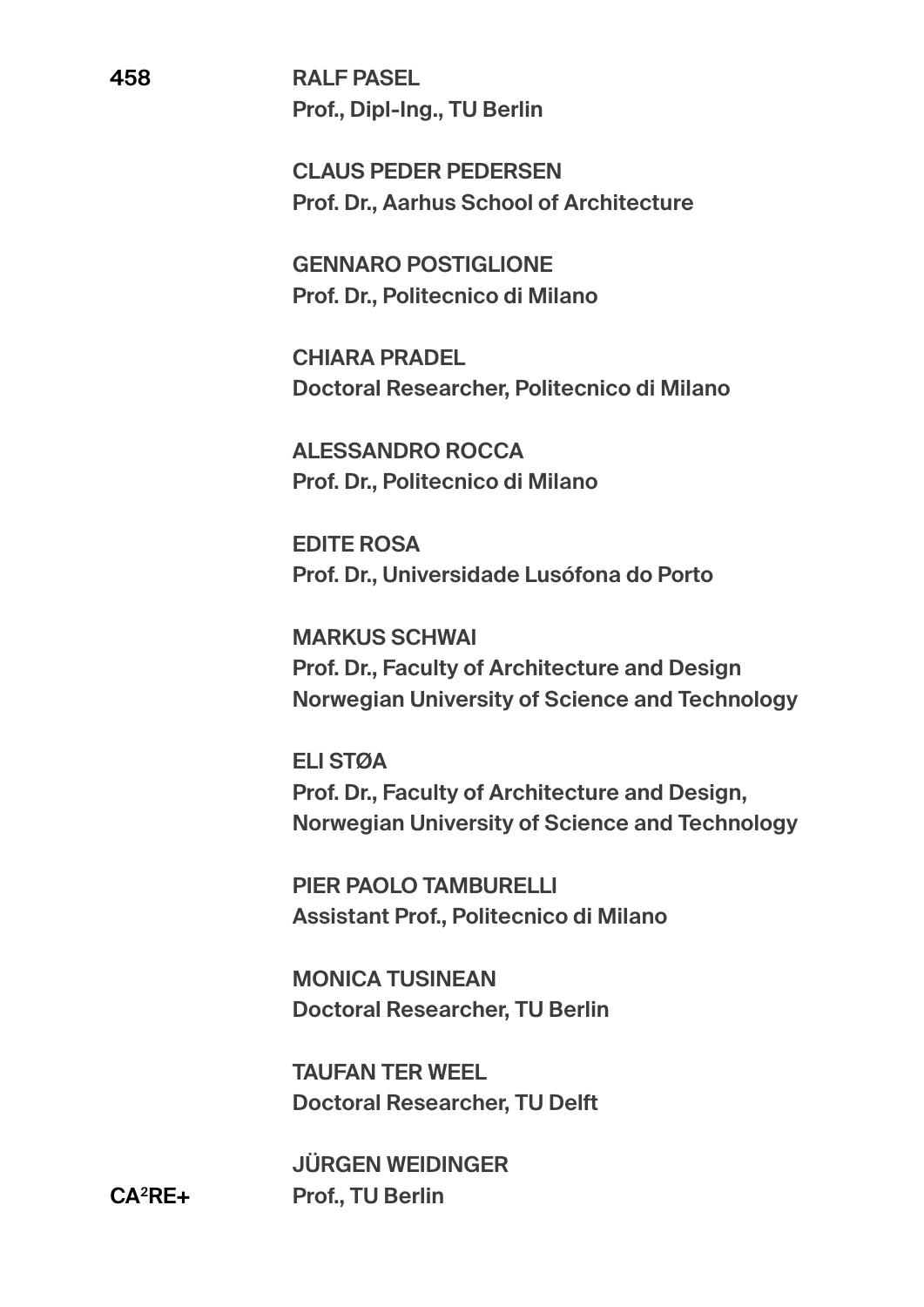**RALF PASEL**
**Prof., Dipl-Ing., TU Berlin**

**CLAUS PEDER PEDERSEN**
**Prof. Dr., Aarhus School of Architecture**

**GENNARO POSTIGLIONE**
**Prof. Dr., Politecnico di Milano**

**CHIARA PRADEL**
**Doctoral Researcher, Politecnico di Milano**

**ALESSANDRO ROCCA**
**Prof. Dr., Politecnico di Milano**

**EDITE ROSA**
**Prof. Dr., Universidade Lusófona do Porto**

**MARKUS SCHWAI**
**Prof. Dr., Faculty of Architecture and Design**
**Norwegian University of Science and Technology**

**ELI STØA**
**Prof. Dr., Faculty of Architecture and Design,**
**Norwegian University of Science and Technology**

**PIER PAOLO TAMBURELLI**
**Assistant Prof., Politecnico di Milano**

**MONICA TUSINEAN**
**Doctoral Researcher, TU Berlin**

**TAUFAN TER WEEL**
**Doctoral Researcher, TU Delft**

**JÜRGEN WEIDINGER**
**Prof., TU Berlin**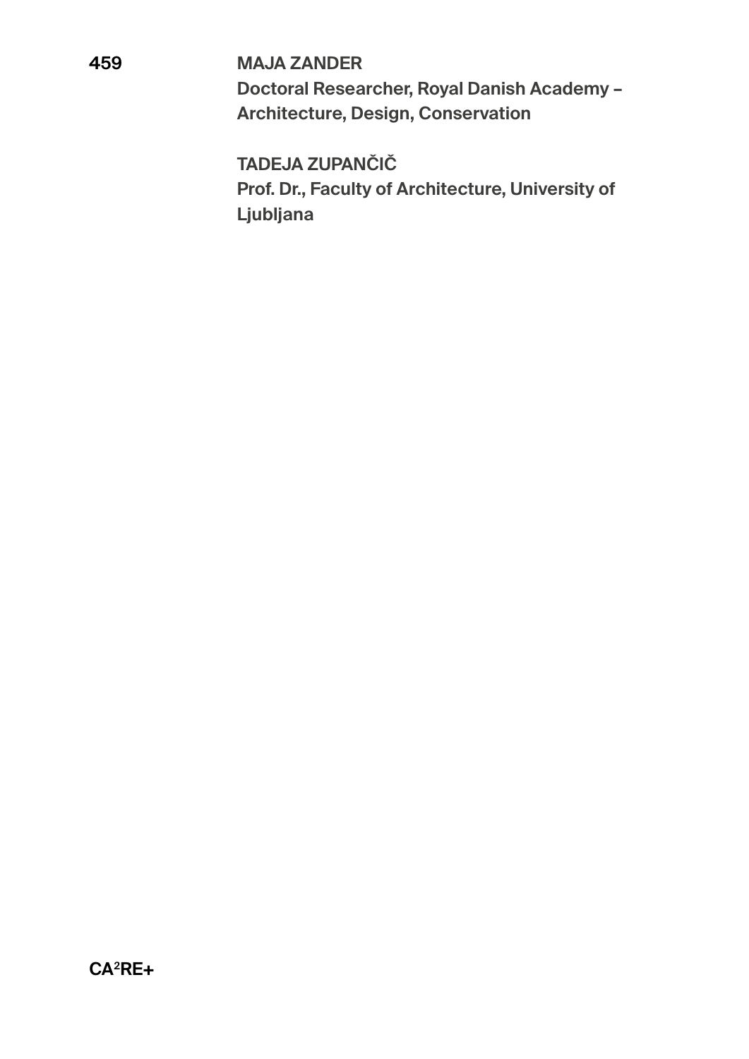**MAJA ZANDER**
**Doctoral Researcher, Royal Danish Academy – Architecture, Design, Conservation**

**TADEJA ZUPANČIČ**
**Prof. Dr., Faculty of Architecture, University of Ljubljana**